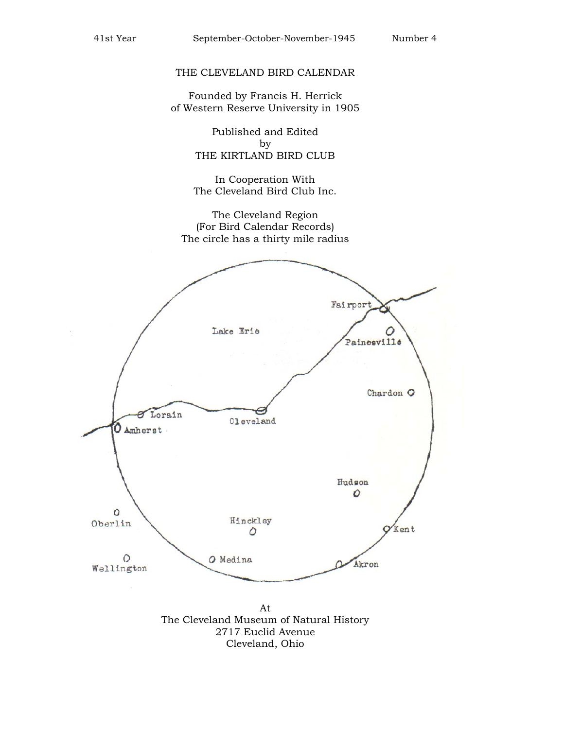41st Year September-October-November-1945 Number 4

# THE CLEVELAND BIRD CALENDAR

Founded by Francis H. Herrick
of Western Reserve University in 1905

Published and Edited
by
THE KIRTLAND BIRD CLUB

In Cooperation With
The Cleveland Bird Club Inc.

The Cleveland Region
(For Bird Calendar Records)
The circle has a thirty mile radius

Fairport
Lake Erie
Painesville
Chardon
Lorain
Amherst
Cleveland
Hudson
Oberlin
Hinckley
Kent
Wellington
Medina
Akron

At
The Cleveland Museum of Natural History
2717 Euclid Avenue
Cleveland, Ohio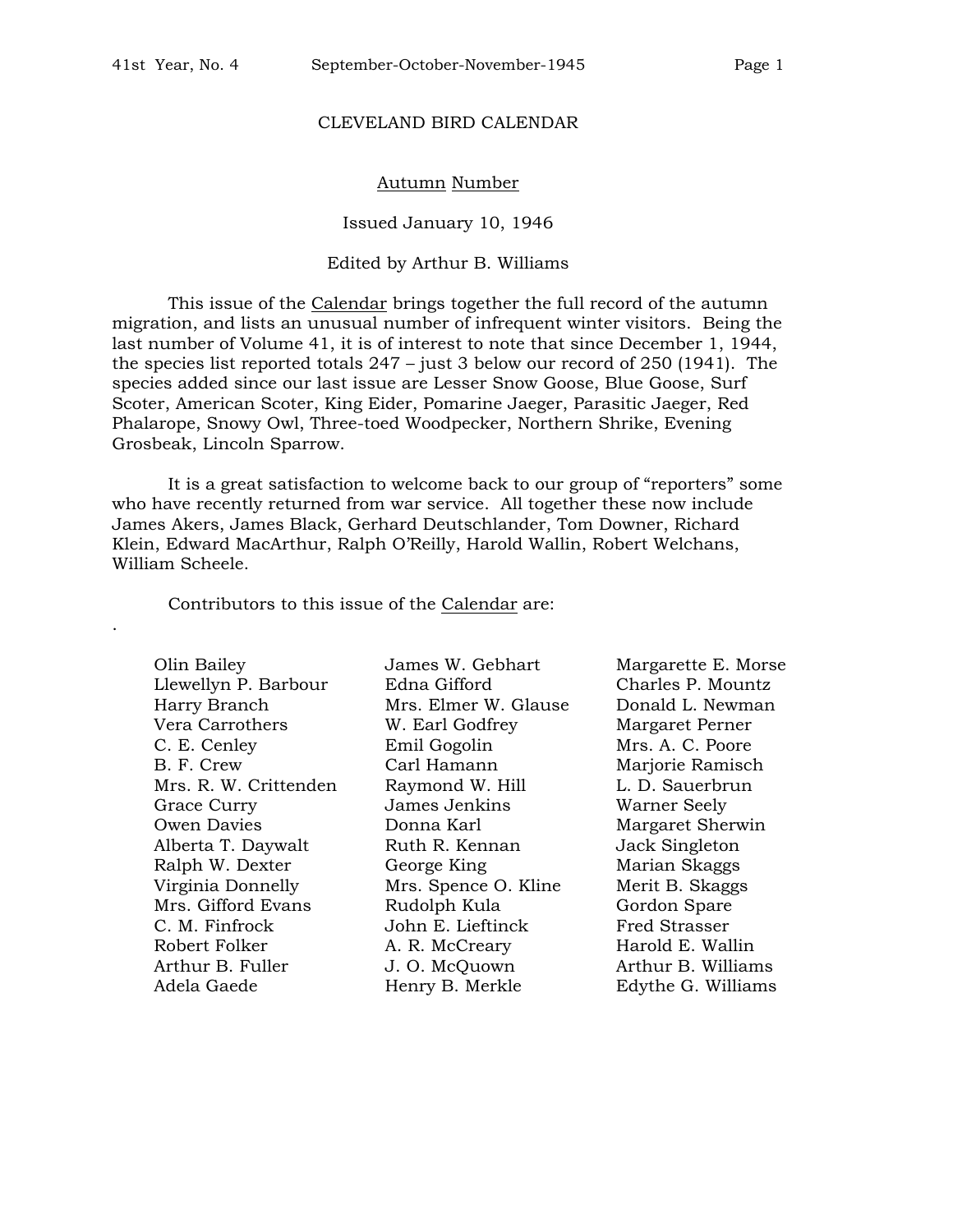# CLEVELAND BIRD CALENDAR

## Autumn Number

Issued January 10, 1946

Edited by Arthur B. Williams

This issue of the Calendar brings together the full record of the autumn migration, and lists an unusual number of infrequent winter visitors. Being the last number of Volume 41, it is of interest to note that since December 1, 1944, the species list reported totals 247 – just 3 below our record of 250 (1941). The species added since our last issue are Lesser Snow Goose, Blue Goose, Surf Scoter, American Scoter, King Eider, Pomarine Jaeger, Parasitic Jaeger, Red Phalarope, Snowy Owl, Three-toed Woodpecker, Northern Shrike, Evening Grosbeak, Lincoln Sparrow.

It is a great satisfaction to welcome back to our group of "reporters" some who have recently returned from war service. All together these now include James Akers, James Black, Gerhard Deutschlander, Tom Downer, Richard Klein, Edward MacArthur, Ralph O'Reilly, Harold Wallin, Robert Welchans, William Scheele.

Contributors to this issue of the Calendar are:

Olin Bailey
Llewellyn P. Barbour
Harry Branch
Vera Carrothers
C. E. Cenley
B. F. Crew
Mrs. R. W. Crittenden
Grace Curry
Owen Davies
Alberta T. Daywalt
Ralph W. Dexter
Virginia Donnelly
Mrs. Gifford Evans
C. M. Finfrock
Robert Folker
Arthur B. Fuller
Adela Gaede
James W. Gebhart
Edna Gifford
Mrs. Elmer W. Glause
W. Earl Godfrey
Emil Gogolin
Carl Hamann
Raymond W. Hill
James Jenkins
Donna Karl
Ruth R. Kennan
George King
Mrs. Spence O. Kline
Rudolph Kula
John E. Lieftinck
A. R. McCreary
J. O. McQuown
Henry B. Merkle
Margarette E. Morse
Charles P. Mountz
Donald L. Newman
Margaret Perner
Mrs. A. C. Poore
Marjorie Ramisch
L. D. Sauerbrun
Warner Seely
Margaret Sherwin
Jack Singleton
Marian Skaggs
Merit B. Skaggs
Gordon Spare
Fred Strasser
Harold E. Wallin
Arthur B. Williams
Edythe G. Williams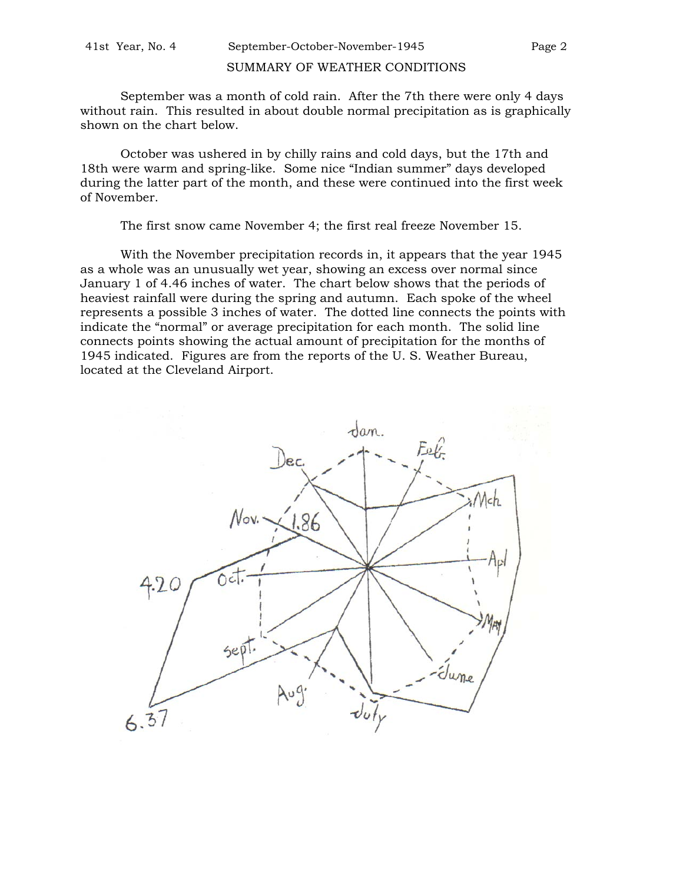## SUMMARY OF WEATHER CONDITIONS

September was a month of cold rain. After the 7th there were only 4 days without rain. This resulted in about double normal precipitation as is graphically shown on the chart below.

October was ushered in by chilly rains and cold days, but the 17th and 18th were warm and spring-like. Some nice "Indian summer" days developed during the latter part of the month, and these were continued into the first week of November.

The first snow came November 4; the first real freeze November 15.

With the November precipitation records in, it appears that the year 1945 as a whole was an unusually wet year, showing an excess over normal since January 1 of 4.46 inches of water. The chart below shows that the periods of heaviest rainfall were during the spring and autumn. Each spoke of the wheel represents a possible 3 inches of water. The dotted line connects the points with indicate the "normal" or average precipitation for each month. The solid line connects points showing the actual amount of precipitation for the months of 1945 indicated. Figures are from the reports of the U. S. Weather Bureau, located at the Cleveland Airport.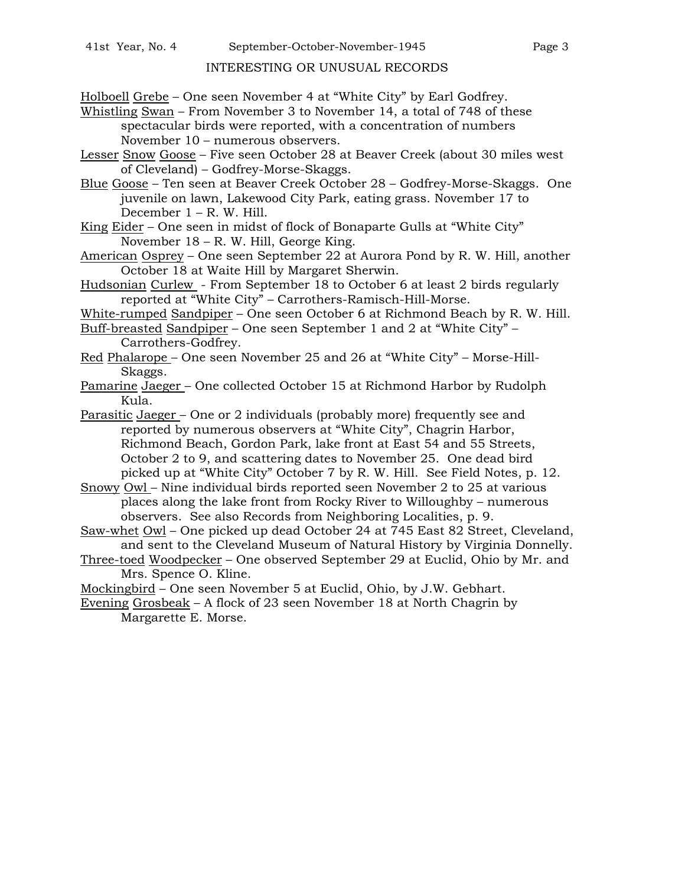## INTERESTING OR UNUSUAL RECORDS

Holboell Grebe – One seen November 4 at "White City" by Earl Godfrey.

Whistling Swan – From November 3 to November 14, a total of 748 of these spectacular birds were reported, with a concentration of numbers November 10 – numerous observers.

Lesser Snow Goose – Five seen October 28 at Beaver Creek (about 30 miles west of Cleveland) – Godfrey-Morse-Skaggs.

Blue Goose – Ten seen at Beaver Creek October 28 – Godfrey-Morse-Skaggs. One juvenile on lawn, Lakewood City Park, eating grass. November 17 to December 1 – R. W. Hill.

King Eider – One seen in midst of flock of Bonaparte Gulls at "White City" November 18 – R. W. Hill, George King.

American Osprey – One seen September 22 at Aurora Pond by R. W. Hill, another October 18 at Waite Hill by Margaret Sherwin.

Hudsonian Curlew - From September 18 to October 6 at least 2 birds regularly reported at "White City" – Carrothers-Ramisch-Hill-Morse.

White-rumped Sandpiper – One seen October 6 at Richmond Beach by R. W. Hill.

Buff-breasted Sandpiper – One seen September 1 and 2 at "White City" – Carrothers-Godfrey.

Red Phalarope – One seen November 25 and 26 at "White City" – Morse-Hill-Skaggs.

Pamarine Jaeger – One collected October 15 at Richmond Harbor by Rudolph Kula.

Parasitic Jaeger – One or 2 individuals (probably more) frequently see and reported by numerous observers at "White City", Chagrin Harbor, Richmond Beach, Gordon Park, lake front at East 54 and 55 Streets, October 2 to 9, and scattering dates to November 25. One dead bird picked up at "White City" October 7 by R. W. Hill. See Field Notes, p. 12.

Snowy Owl – Nine individual birds reported seen November 2 to 25 at various places along the lake front from Rocky River to Willoughby – numerous observers. See also Records from Neighboring Localities, p. 9.

Saw-whet Owl – One picked up dead October 24 at 745 East 82 Street, Cleveland, and sent to the Cleveland Museum of Natural History by Virginia Donnelly.

Three-toed Woodpecker – One observed September 29 at Euclid, Ohio by Mr. and Mrs. Spence O. Kline.

Mockingbird – One seen November 5 at Euclid, Ohio, by J.W. Gebhart.

Evening Grosbeak – A flock of 23 seen November 18 at North Chagrin by Margarette E. Morse.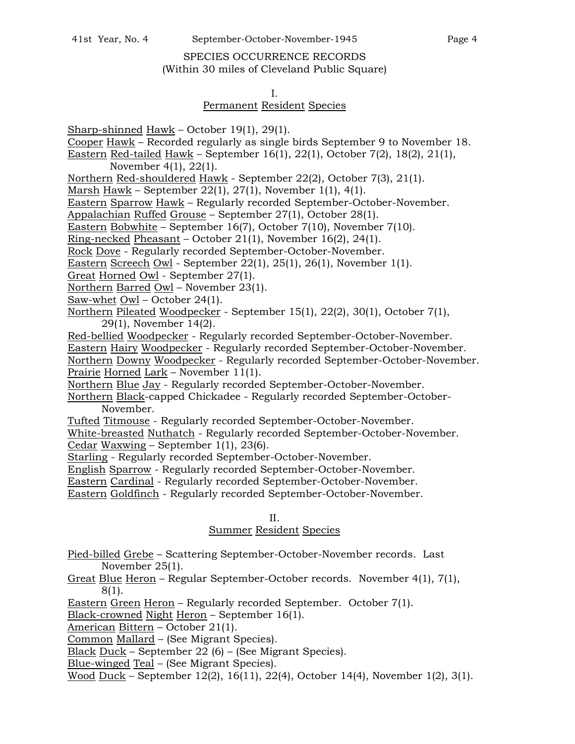## SPECIES OCCURRENCE RECORDS
(Within 30 miles of Cleveland Public Square)

### I.
### Permanent Resident Species

Sharp-shinned Hawk – October 19(1), 29(1).
Cooper Hawk – Recorded regularly as single birds September 9 to November 18.
Eastern Red-tailed Hawk – September 16(1), 22(1), October 7(2), 18(2), 21(1), November 4(1), 22(1).
Northern Red-shouldered Hawk - September 22(2), October 7(3), 21(1).
Marsh Hawk – September 22(1), 27(1), November 1(1), 4(1).
Eastern Sparrow Hawk – Regularly recorded September-October-November.
Appalachian Ruffed Grouse – September 27(1), October 28(1).
Eastern Bobwhite – September 16(7), October 7(10), November 7(10).
Ring-necked Pheasant – October 21(1), November 16(2), 24(1).
Rock Dove - Regularly recorded September-October-November.
Eastern Screech Owl - September 22(1), 25(1), 26(1), November 1(1).
Great Horned Owl - September 27(1).
Northern Barred Owl – November 23(1).
Saw-whet Owl – October 24(1).
Northern Pileated Woodpecker - September 15(1), 22(2), 30(1), October 7(1), 29(1), November 14(2).
Red-bellied Woodpecker - Regularly recorded September-October-November.
Eastern Hairy Woodpecker - Regularly recorded September-October-November.
Northern Downy Woodpecker - Regularly recorded September-October-November.
Prairie Horned Lark – November 11(1).
Northern Blue Jay - Regularly recorded September-October-November.
Northern Black-capped Chickadee - Regularly recorded September-October-November.
Tufted Titmouse - Regularly recorded September-October-November.
White-breasted Nuthatch - Regularly recorded September-October-November.
Cedar Waxwing – September 1(1), 23(6).
Starling - Regularly recorded September-October-November.
English Sparrow - Regularly recorded September-October-November.
Eastern Cardinal - Regularly recorded September-October-November.
Eastern Goldfinch - Regularly recorded September-October-November.

### II.
### Summer Resident Species

Pied-billed Grebe – Scattering September-October-November records. Last November 25(1).
Great Blue Heron – Regular September-October records. November 4(1), 7(1), 8(1).
Eastern Green Heron – Regularly recorded September. October 7(1).
Black-crowned Night Heron – September 16(1).
American Bittern – October 21(1).
Common Mallard – (See Migrant Species).
Black Duck – September 22 (6) – (See Migrant Species).
Blue-winged Teal – (See Migrant Species).
Wood Duck – September 12(2), 16(11), 22(4), October 14(4), November 1(2), 3(1).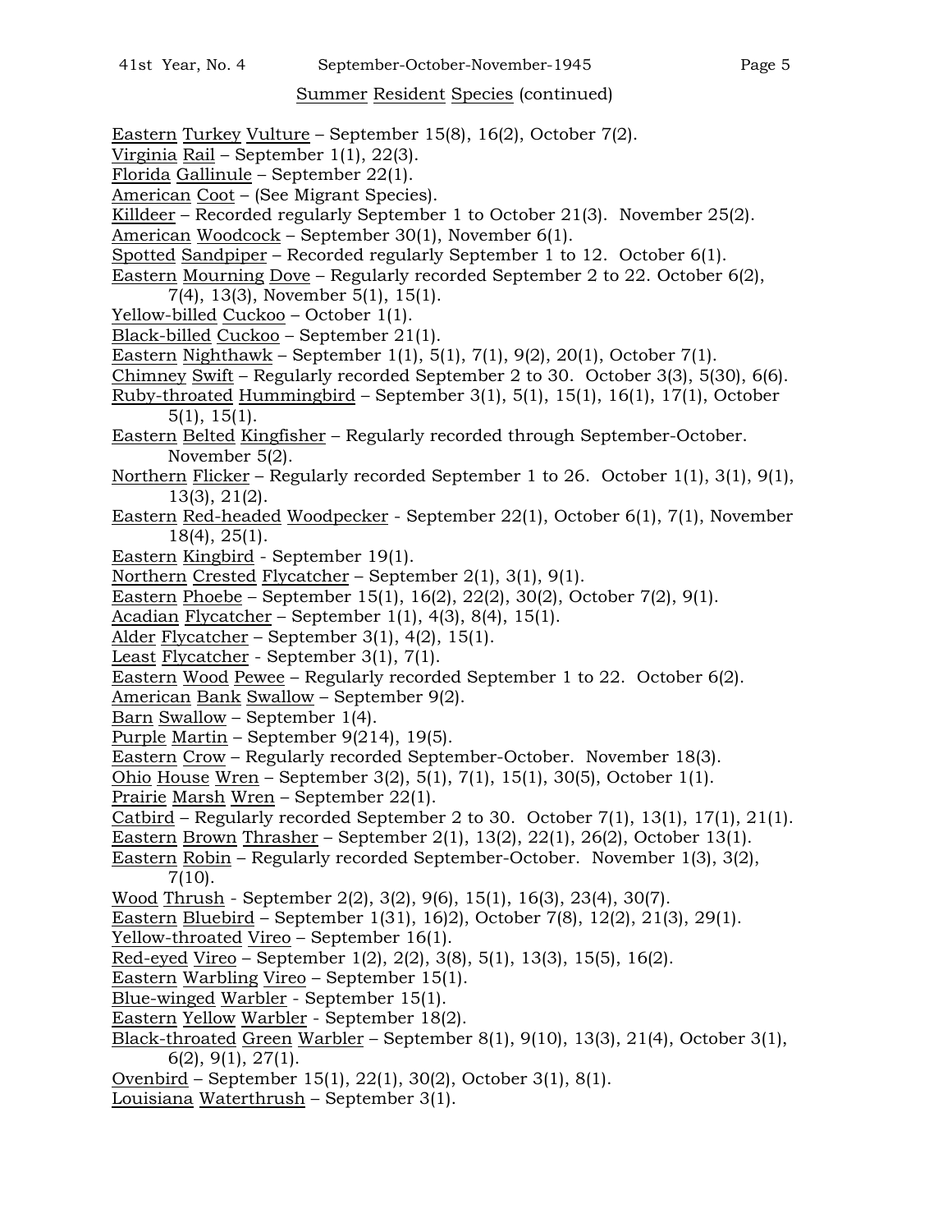Summer Resident Species (continued)

Eastern Turkey Vulture – September 15(8), 16(2), October 7(2).  
Virginia Rail – September 1(1), 22(3).  
Florida Gallinule – September 22(1).  
American Coot – (See Migrant Species).  
Killdeer – Recorded regularly September 1 to October 21(3). November 25(2).  
American Woodcock – September 30(1), November 6(1).  
Spotted Sandpiper – Recorded regularly September 1 to 12. October 6(1).  
Eastern Mourning Dove – Regularly recorded September 2 to 22. October 6(2), 7(4), 13(3), November 5(1), 15(1).  
Yellow-billed Cuckoo – October 1(1).  
Black-billed Cuckoo – September 21(1).  
Eastern Nighthawk – September 1(1), 5(1), 7(1), 9(2), 20(1), October 7(1).  
Chimney Swift – Regularly recorded September 2 to 30. October 3(3), 5(30), 6(6).  
Ruby-throated Hummingbird – September 3(1), 5(1), 15(1), 16(1), 17(1), October 5(1), 15(1).  
Eastern Belted Kingfisher – Regularly recorded through September-October. November 5(2).  
Northern Flicker – Regularly recorded September 1 to 26. October 1(1), 3(1), 9(1), 13(3), 21(2).  
Eastern Red-headed Woodpecker - September 22(1), October 6(1), 7(1), November 18(4), 25(1).  
Eastern Kingbird - September 19(1).  
Northern Crested Flycatcher – September 2(1), 3(1), 9(1).  
Eastern Phoebe – September 15(1), 16(2), 22(2), 30(2), October 7(2), 9(1).  
Acadian Flycatcher – September 1(1), 4(3), 8(4), 15(1).  
Alder Flycatcher – September 3(1), 4(2), 15(1).  
Least Flycatcher - September 3(1), 7(1).  
Eastern Wood Pewee – Regularly recorded September 1 to 22. October 6(2).  
American Bank Swallow – September 9(2).  
Barn Swallow – September 1(4).  
Purple Martin – September 9(214), 19(5).  
Eastern Crow – Regularly recorded September-October. November 18(3).  
Ohio House Wren – September 3(2), 5(1), 7(1), 15(1), 30(5), October 1(1).  
Prairie Marsh Wren – September 22(1).  
Catbird – Regularly recorded September 2 to 30. October 7(1), 13(1), 17(1), 21(1).  
Eastern Brown Thrasher – September 2(1), 13(2), 22(1), 26(2), October 13(1).  
Eastern Robin – Regularly recorded September-October. November 1(3), 3(2), 7(10).  
Wood Thrush - September 2(2), 3(2), 9(6), 15(1), 16(3), 23(4), 30(7).  
Eastern Bluebird – September 1(31), 16)2), October 7(8), 12(2), 21(3), 29(1).  
Yellow-throated Vireo – September 16(1).  
Red-eyed Vireo – September 1(2), 2(2), 3(8), 5(1), 13(3), 15(5), 16(2).  
Eastern Warbling Vireo – September 15(1).  
Blue-winged Warbler - September 15(1).  
Eastern Yellow Warbler - September 18(2).  
Black-throated Green Warbler – September 8(1), 9(10), 13(3), 21(4), October 3(1), 6(2), 9(1), 27(1).  
Ovenbird – September 15(1), 22(1), 30(2), October 3(1), 8(1).  
Louisiana Waterthrush – September 3(1).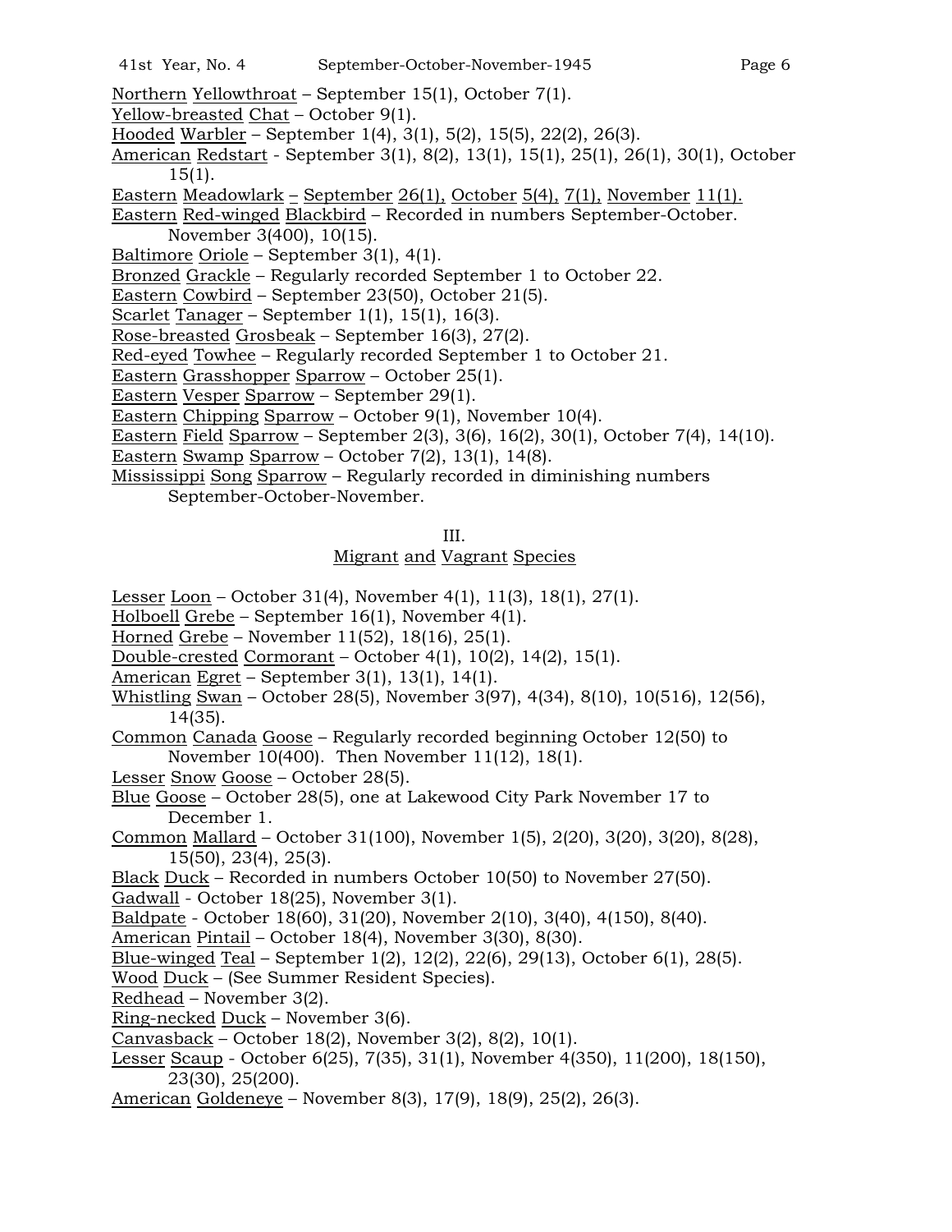Northern Yellowthroat – September 15(1), October 7(1).
Yellow-breasted Chat – October 9(1).
Hooded Warbler – September 1(4), 3(1), 5(2), 15(5), 22(2), 26(3).
American Redstart - September 3(1), 8(2), 13(1), 15(1), 25(1), 26(1), 30(1), October 15(1).
Eastern Meadowlark – September 26(1), October 5(4), 7(1), November 11(1).
Eastern Red-winged Blackbird – Recorded in numbers September-October. November 3(400), 10(15).
Baltimore Oriole – September 3(1), 4(1).
Bronzed Grackle – Regularly recorded September 1 to October 22.
Eastern Cowbird – September 23(50), October 21(5).
Scarlet Tanager – September 1(1), 15(1), 16(3).
Rose-breasted Grosbeak – September 16(3), 27(2).
Red-eyed Towhee – Regularly recorded September 1 to October 21.
Eastern Grasshopper Sparrow – October 25(1).
Eastern Vesper Sparrow – September 29(1).
Eastern Chipping Sparrow – October 9(1), November 10(4).
Eastern Field Sparrow – September 2(3), 3(6), 16(2), 30(1), October 7(4), 14(10).
Eastern Swamp Sparrow – October 7(2), 13(1), 14(8).
Mississippi Song Sparrow – Regularly recorded in diminishing numbers September-October-November.

## III.
## Migrant and Vagrant Species

Lesser Loon – October 31(4), November 4(1), 11(3), 18(1), 27(1).
Holboell Grebe – September 16(1), November 4(1).
Horned Grebe – November 11(52), 18(16), 25(1).
Double-crested Cormorant – October 4(1), 10(2), 14(2), 15(1).
American Egret – September 3(1), 13(1), 14(1).
Whistling Swan – October 28(5), November 3(97), 4(34), 8(10), 10(516), 12(56), 14(35).
Common Canada Goose – Regularly recorded beginning October 12(50) to November 10(400). Then November 11(12), 18(1).
Lesser Snow Goose – October 28(5).
Blue Goose – October 28(5), one at Lakewood City Park November 17 to December 1.
Common Mallard – October 31(100), November 1(5), 2(20), 3(20), 3(20), 8(28), 15(50), 23(4), 25(3).
Black Duck – Recorded in numbers October 10(50) to November 27(50).
Gadwall - October 18(25), November 3(1).
Baldpate - October 18(60), 31(20), November 2(10), 3(40), 4(150), 8(40).
American Pintail – October 18(4), November 3(30), 8(30).
Blue-winged Teal – September 1(2), 12(2), 22(6), 29(13), October 6(1), 28(5).
Wood Duck – (See Summer Resident Species).
Redhead – November 3(2).
Ring-necked Duck – November 3(6).
Canvasback – October 18(2), November 3(2), 8(2), 10(1).
Lesser Scaup - October 6(25), 7(35), 31(1), November 4(350), 11(200), 18(150), 23(30), 25(200).
American Goldeneye – November 8(3), 17(9), 18(9), 25(2), 26(3).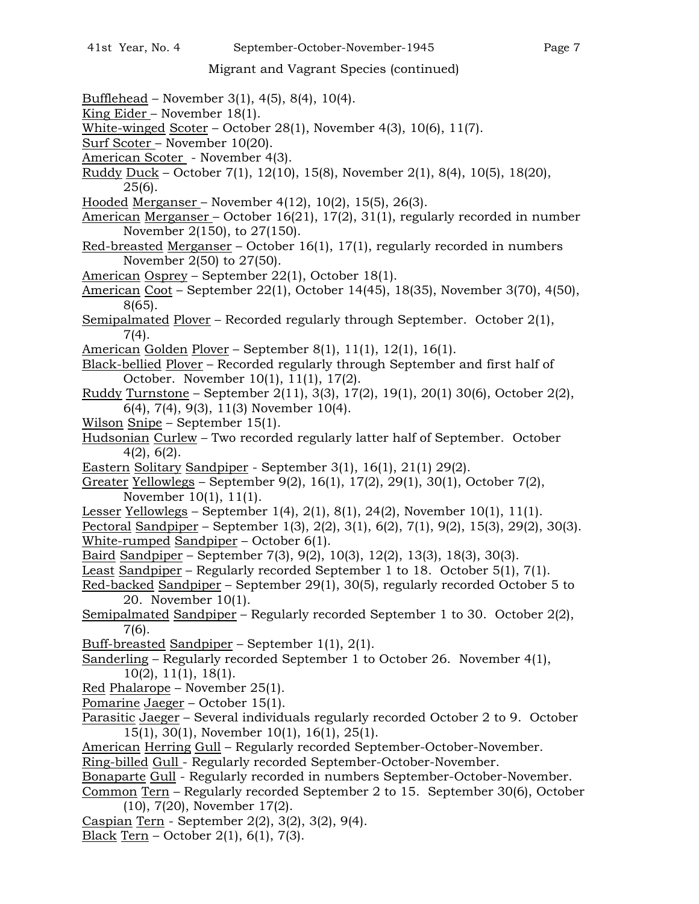Migrant and Vagrant Species (continued)

Bufflehead – November 3(1), 4(5), 8(4), 10(4).
King Eider – November 18(1).
White-winged Scoter – October 28(1), November 4(3), 10(6), 11(7).
Surf Scoter – November 10(20).
American Scoter - November 4(3).
Ruddy Duck – October 7(1), 12(10), 15(8), November 2(1), 8(4), 10(5), 18(20), 25(6).
Hooded Merganser – November 4(12), 10(2), 15(5), 26(3).
American Merganser – October 16(21), 17(2), 31(1), regularly recorded in number November 2(150), to 27(150).
Red-breasted Merganser – October 16(1), 17(1), regularly recorded in numbers November 2(50) to 27(50).
American Osprey – September 22(1), October 18(1).
American Coot – September 22(1), October 14(45), 18(35), November 3(70), 4(50), 8(65).
Semipalmated Plover – Recorded regularly through September. October 2(1), 7(4).
American Golden Plover – September 8(1), 11(1), 12(1), 16(1).
Black-bellied Plover – Recorded regularly through September and first half of October. November 10(1), 11(1), 17(2).
Ruddy Turnstone – September 2(11), 3(3), 17(2), 19(1), 20(1) 30(6), October 2(2), 6(4), 7(4), 9(3), 11(3) November 10(4).
Wilson Snipe – September 15(1).
Hudsonian Curlew – Two recorded regularly latter half of September. October 4(2), 6(2).
Eastern Solitary Sandpiper - September 3(1), 16(1), 21(1) 29(2).
Greater Yellowlegs – September 9(2), 16(1), 17(2), 29(1), 30(1), October 7(2), November 10(1), 11(1).
Lesser Yellowlegs – September 1(4), 2(1), 8(1), 24(2), November 10(1), 11(1).
Pectoral Sandpiper – September 1(3), 2(2), 3(1), 6(2), 7(1), 9(2), 15(3), 29(2), 30(3).
White-rumped Sandpiper – October 6(1).
Baird Sandpiper – September 7(3), 9(2), 10(3), 12(2), 13(3), 18(3), 30(3).
Least Sandpiper – Regularly recorded September 1 to 18. October 5(1), 7(1).
Red-backed Sandpiper – September 29(1), 30(5), regularly recorded October 5 to 20. November 10(1).
Semipalmated Sandpiper – Regularly recorded September 1 to 30. October 2(2), 7(6).
Buff-breasted Sandpiper – September 1(1), 2(1).
Sanderling – Regularly recorded September 1 to October 26. November 4(1), 10(2), 11(1), 18(1).
Red Phalarope – November 25(1).
Pomarine Jaeger – October 15(1).
Parasitic Jaeger – Several individuals regularly recorded October 2 to 9. October 15(1), 30(1), November 10(1), 16(1), 25(1).
American Herring Gull – Regularly recorded September-October-November.
Ring-billed Gull - Regularly recorded September-October-November.
Bonaparte Gull - Regularly recorded in numbers September-October-November.
Common Tern – Regularly recorded September 2 to 15. September 30(6), October (10), 7(20), November 17(2).
Caspian Tern - September 2(2), 3(2), 3(2), 9(4).
Black Tern – October 2(1), 6(1), 7(3).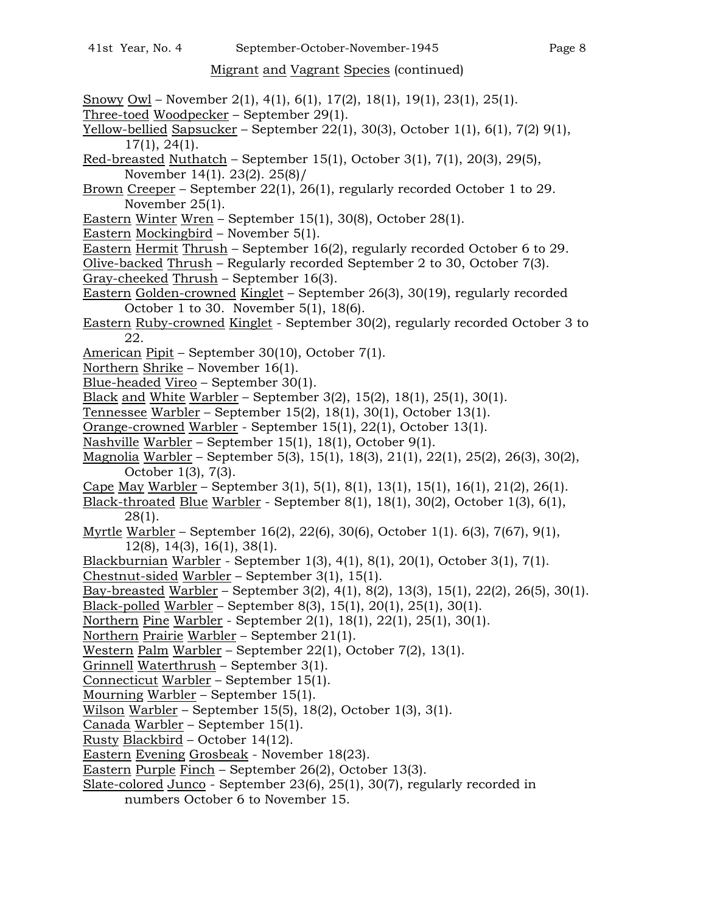Migrant and Vagrant Species (continued)

Snowy Owl – November 2(1), 4(1), 6(1), 17(2), 18(1), 19(1), 23(1), 25(1).
Three-toed Woodpecker – September 29(1).
Yellow-bellied Sapsucker – September 22(1), 30(3), October 1(1), 6(1), 7(2) 9(1), 17(1), 24(1).
Red-breasted Nuthatch – September 15(1), October 3(1), 7(1), 20(3), 29(5), November 14(1). 23(2). 25(8)/
Brown Creeper – September 22(1), 26(1), regularly recorded October 1 to 29. November 25(1).
Eastern Winter Wren – September 15(1), 30(8), October 28(1).
Eastern Mockingbird – November 5(1).
Eastern Hermit Thrush – September 16(2), regularly recorded October 6 to 29.
Olive-backed Thrush – Regularly recorded September 2 to 30, October 7(3).
Gray-cheeked Thrush – September 16(3).
Eastern Golden-crowned Kinglet – September 26(3), 30(19), regularly recorded October 1 to 30. November 5(1), 18(6).
Eastern Ruby-crowned Kinglet - September 30(2), regularly recorded October 3 to 22.
American Pipit – September 30(10), October 7(1).
Northern Shrike – November 16(1).
Blue-headed Vireo – September 30(1).
Black and White Warbler – September 3(2), 15(2), 18(1), 25(1), 30(1).
Tennessee Warbler – September 15(2), 18(1), 30(1), October 13(1).
Orange-crowned Warbler - September 15(1), 22(1), October 13(1).
Nashville Warbler – September 15(1), 18(1), October 9(1).
Magnolia Warbler – September 5(3), 15(1), 18(3), 21(1), 22(1), 25(2), 26(3), 30(2), October 1(3), 7(3).
Cape May Warbler – September 3(1), 5(1), 8(1), 13(1), 15(1), 16(1), 21(2), 26(1).
Black-throated Blue Warbler - September 8(1), 18(1), 30(2), October 1(3), 6(1), 28(1).
Myrtle Warbler – September 16(2), 22(6), 30(6), October 1(1). 6(3), 7(67), 9(1), 12(8), 14(3), 16(1), 38(1).
Blackburnian Warbler - September 1(3), 4(1), 8(1), 20(1), October 3(1), 7(1).
Chestnut-sided Warbler – September 3(1), 15(1).
Bay-breasted Warbler – September 3(2), 4(1), 8(2), 13(3), 15(1), 22(2), 26(5), 30(1).
Black-polled Warbler – September 8(3), 15(1), 20(1), 25(1), 30(1).
Northern Pine Warbler - September 2(1), 18(1), 22(1), 25(1), 30(1).
Northern Prairie Warbler – September 21(1).
Western Palm Warbler – September 22(1), October 7(2), 13(1).
Grinnell Waterthrush – September 3(1).
Connecticut Warbler – September 15(1).
Mourning Warbler – September 15(1).
Wilson Warbler – September 15(5), 18(2), October 1(3), 3(1).
Canada Warbler – September 15(1).
Rusty Blackbird – October 14(12).
Eastern Evening Grosbeak - November 18(23).
Eastern Purple Finch – September 26(2), October 13(3).
Slate-colored Junco - September 23(6), 25(1), 30(7), regularly recorded in numbers October 6 to November 15.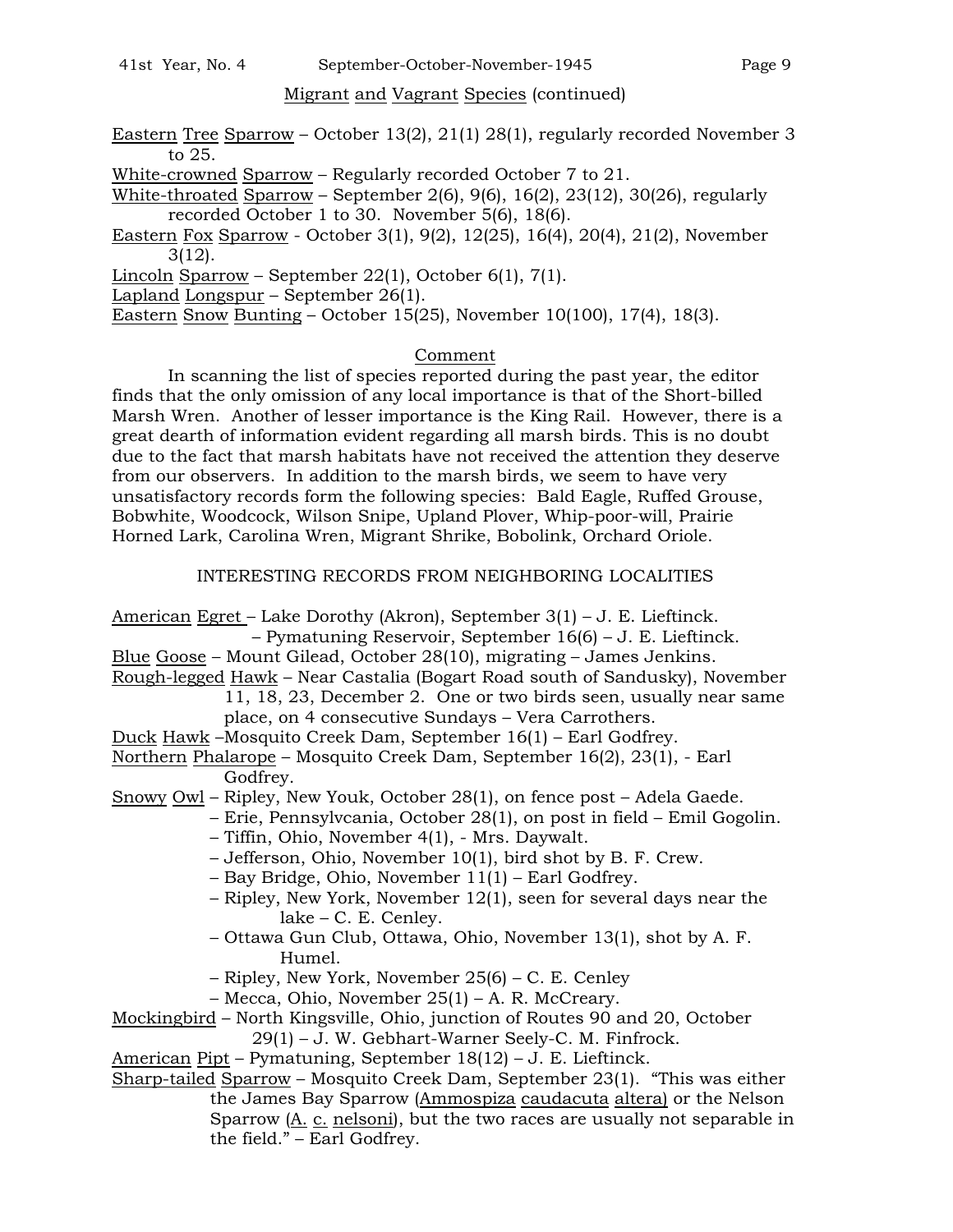Migrant and Vagrant Species (continued)

Eastern Tree Sparrow – October 13(2), 21(1) 28(1), regularly recorded November 3 to 25.

White-crowned Sparrow – Regularly recorded October 7 to 21.

White-throated Sparrow – September 2(6), 9(6), 16(2), 23(12), 30(26), regularly recorded October 1 to 30. November 5(6), 18(6).

Eastern Fox Sparrow - October 3(1), 9(2), 12(25), 16(4), 20(4), 21(2), November 3(12).

Lincoln Sparrow – September 22(1), October 6(1), 7(1).

Lapland Longspur – September 26(1).

Eastern Snow Bunting – October 15(25), November 10(100), 17(4), 18(3).

## Comment

In scanning the list of species reported during the past year, the editor finds that the only omission of any local importance is that of the Short-billed Marsh Wren. Another of lesser importance is the King Rail. However, there is a great dearth of information evident regarding all marsh birds. This is no doubt due to the fact that marsh habitats have not received the attention they deserve from our observers. In addition to the marsh birds, we seem to have very unsatisfactory records form the following species: Bald Eagle, Ruffed Grouse, Bobwhite, Woodcock, Wilson Snipe, Upland Plover, Whip-poor-will, Prairie Horned Lark, Carolina Wren, Migrant Shrike, Bobolink, Orchard Oriole.

## INTERESTING RECORDS FROM NEIGHBORING LOCALITIES

American Egret – Lake Dorothy (Akron), September 3(1) – J. E. Lieftinck.
– Pymatuning Reservoir, September 16(6) – J. E. Lieftinck.

Blue Goose – Mount Gilead, October 28(10), migrating – James Jenkins.

Rough-legged Hawk – Near Castalia (Bogart Road south of Sandusky), November 11, 18, 23, December 2. One or two birds seen, usually near same place, on 4 consecutive Sundays – Vera Carrothers.

Duck Hawk –Mosquito Creek Dam, September 16(1) – Earl Godfrey.

Northern Phalarope – Mosquito Creek Dam, September 16(2), 23(1), - Earl Godfrey.

Snowy Owl – Ripley, New Youk, October 28(1), on fence post – Adela Gaede.
– Erie, Pennsylvcania, October 28(1), on post in field – Emil Gogolin.
– Tiffin, Ohio, November 4(1), - Mrs. Daywalt.
– Jefferson, Ohio, November 10(1), bird shot by B. F. Crew.
– Bay Bridge, Ohio, November 11(1) – Earl Godfrey.
– Ripley, New York, November 12(1), seen for several days near the lake – C. E. Cenley.
– Ottawa Gun Club, Ottawa, Ohio, November 13(1), shot by A. F. Humel.
– Ripley, New York, November 25(6) – C. E. Cenley
– Mecca, Ohio, November 25(1) – A. R. McCreary.

Mockingbird – North Kingsville, Ohio, junction of Routes 90 and 20, October 29(1) – J. W. Gebhart-Warner Seely-C. M. Finfrock.

American Pipt – Pymatuning, September 18(12) – J. E. Lieftinck.

Sharp-tailed Sparrow – Mosquito Creek Dam, September 23(1). "This was either the James Bay Sparrow (Ammospiza caudacuta altera) or the Nelson Sparrow (A. c. nelsoni), but the two races are usually not separable in the field." – Earl Godfrey.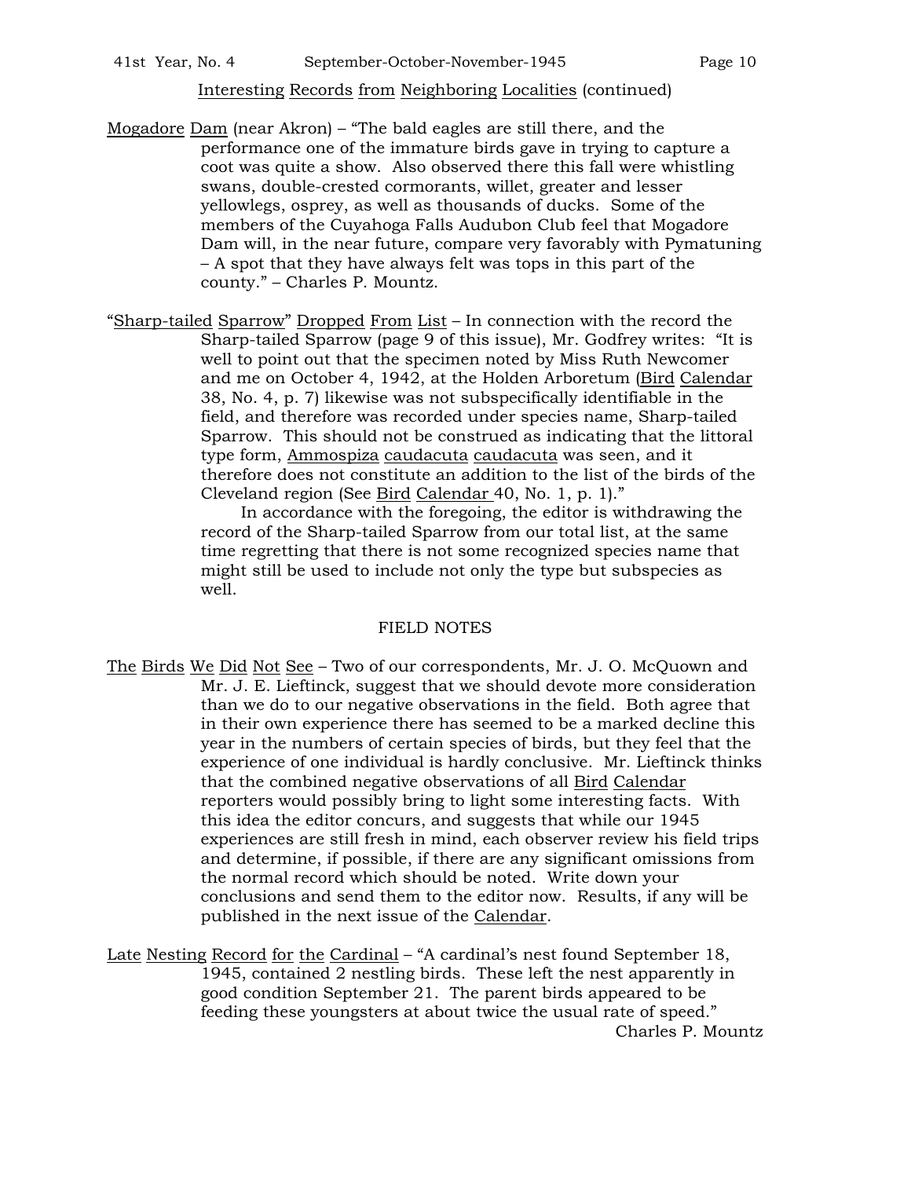Interesting Records from Neighboring Localities (continued)

Mogadore Dam (near Akron) – "The bald eagles are still there, and the performance one of the immature birds gave in trying to capture a coot was quite a show. Also observed there this fall were whistling swans, double-crested cormorants, willet, greater and lesser yellowlegs, osprey, as well as thousands of ducks. Some of the members of the Cuyahoga Falls Audubon Club feel that Mogadore Dam will, in the near future, compare very favorably with Pymatuning – A spot that they have always felt was tops in this part of the county." – Charles P. Mountz.

"Sharp-tailed Sparrow" Dropped From List – In connection with the record the Sharp-tailed Sparrow (page 9 of this issue), Mr. Godfrey writes: "It is well to point out that the specimen noted by Miss Ruth Newcomer and me on October 4, 1942, at the Holden Arboretum (Bird Calendar 38, No. 4, p. 7) likewise was not subspecifically identifiable in the field, and therefore was recorded under species name, Sharp-tailed Sparrow. This should not be construed as indicating that the littoral type form, *Ammospiza caudacuta caudacuta* was seen, and it therefore does not constitute an addition to the list of the birds of the Cleveland region (See Bird Calendar 40, No. 1, p. 1)."

In accordance with the foregoing, the editor is withdrawing the record of the Sharp-tailed Sparrow from our total list, at the same time regretting that there is not some recognized species name that might still be used to include not only the type but subspecies as well.

## FIELD NOTES

The Birds We Did Not See – Two of our correspondents, Mr. J. O. McQuown and Mr. J. E. Lieftinck, suggest that we should devote more consideration than we do to our negative observations in the field. Both agree that in their own experience there has seemed to be a marked decline this year in the numbers of certain species of birds, but they feel that the experience of one individual is hardly conclusive. Mr. Lieftinck thinks that the combined negative observations of all Bird Calendar reporters would possibly bring to light some interesting facts. With this idea the editor concurs, and suggests that while our 1945 experiences are still fresh in mind, each observer review his field trips and determine, if possible, if there are any significant omissions from the normal record which should be noted. Write down your conclusions and send them to the editor now. Results, if any will be published in the next issue of the Calendar.

Late Nesting Record for the Cardinal – "A cardinal's nest found September 18, 1945, contained 2 nestling birds. These left the nest apparently in good condition September 21. The parent birds appeared to be feeding these youngsters at about twice the usual rate of speed."

Charles P. Mountz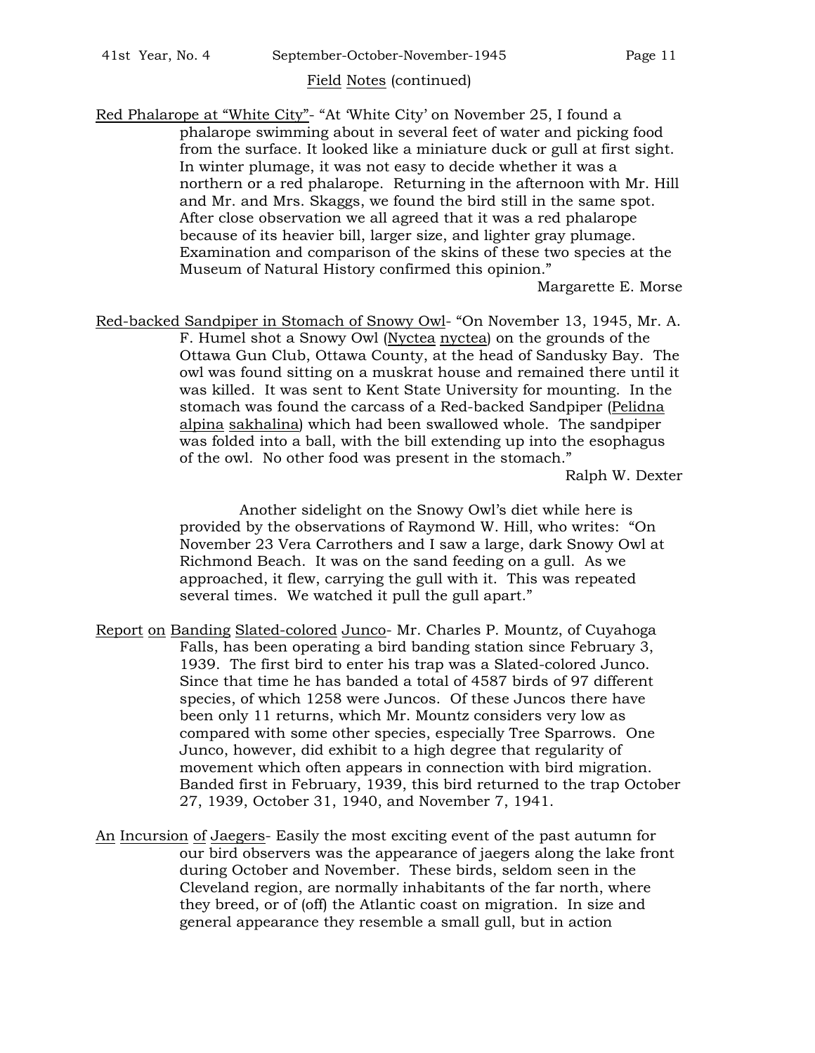Field Notes (continued)

Red Phalarope at "White City"- "At 'White City' on November 25, I found a phalarope swimming about in several feet of water and picking food from the surface. It looked like a miniature duck or gull at first sight. In winter plumage, it was not easy to decide whether it was a northern or a red phalarope. Returning in the afternoon with Mr. Hill and Mr. and Mrs. Skaggs, we found the bird still in the same spot. After close observation we all agreed that it was a red phalarope because of its heavier bill, larger size, and lighter gray plumage. Examination and comparison of the skins of these two species at the Museum of Natural History confirmed this opinion."

Margarette E. Morse

Red-backed Sandpiper in Stomach of Snowy Owl- "On November 13, 1945, Mr. A. F. Humel shot a Snowy Owl (Nyctea nyctea) on the grounds of the Ottawa Gun Club, Ottawa County, at the head of Sandusky Bay. The owl was found sitting on a muskrat house and remained there until it was killed. It was sent to Kent State University for mounting. In the stomach was found the carcass of a Red-backed Sandpiper (Pelidna alpina sakhalina) which had been swallowed whole. The sandpiper was folded into a ball, with the bill extending up into the esophagus of the owl. No other food was present in the stomach."

Ralph W. Dexter

Another sidelight on the Snowy Owl's diet while here is provided by the observations of Raymond W. Hill, who writes: "On November 23 Vera Carrothers and I saw a large, dark Snowy Owl at Richmond Beach. It was on the sand feeding on a gull. As we approached, it flew, carrying the gull with it. This was repeated several times. We watched it pull the gull apart."

Report on Banding Slated-colored Junco- Mr. Charles P. Mountz, of Cuyahoga Falls, has been operating a bird banding station since February 3, 1939. The first bird to enter his trap was a Slated-colored Junco. Since that time he has banded a total of 4587 birds of 97 different species, of which 1258 were Juncos. Of these Juncos there have been only 11 returns, which Mr. Mountz considers very low as compared with some other species, especially Tree Sparrows. One Junco, however, did exhibit to a high degree that regularity of movement which often appears in connection with bird migration. Banded first in February, 1939, this bird returned to the trap October 27, 1939, October 31, 1940, and November 7, 1941.

An Incursion of Jaegers- Easily the most exciting event of the past autumn for our bird observers was the appearance of jaegers along the lake front during October and November. These birds, seldom seen in the Cleveland region, are normally inhabitants of the far north, where they breed, or of (off) the Atlantic coast on migration. In size and general appearance they resemble a small gull, but in action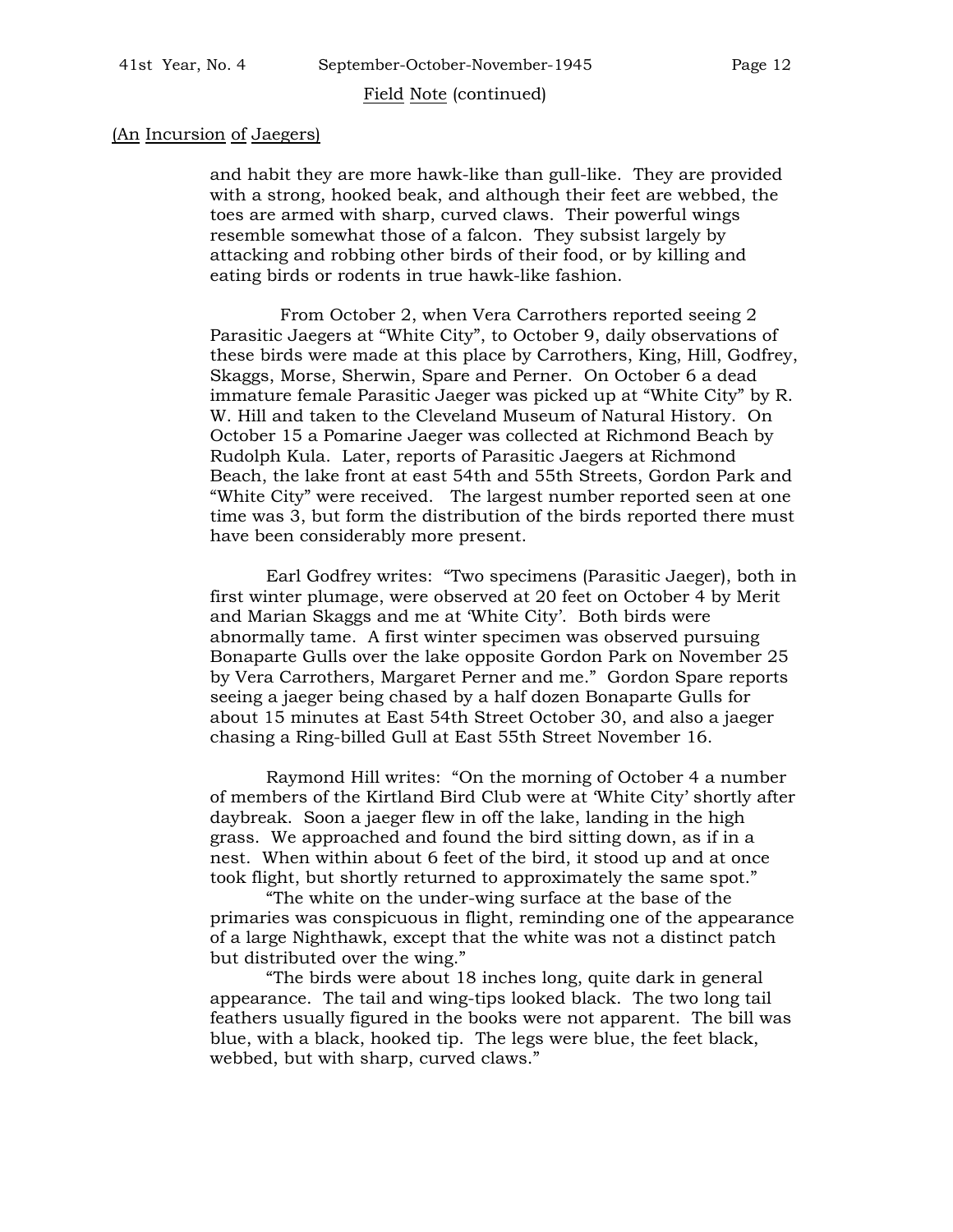Field Note (continued)

(An Incursion of Jaegers)

and habit they are more hawk-like than gull-like. They are provided with a strong, hooked beak, and although their feet are webbed, the toes are armed with sharp, curved claws. Their powerful wings resemble somewhat those of a falcon. They subsist largely by attacking and robbing other birds of their food, or by killing and eating birds or rodents in true hawk-like fashion.

From October 2, when Vera Carrothers reported seeing 2 Parasitic Jaegers at "White City", to October 9, daily observations of these birds were made at this place by Carrothers, King, Hill, Godfrey, Skaggs, Morse, Sherwin, Spare and Perner. On October 6 a dead immature female Parasitic Jaeger was picked up at "White City" by R. W. Hill and taken to the Cleveland Museum of Natural History. On October 15 a Pomarine Jaeger was collected at Richmond Beach by Rudolph Kula. Later, reports of Parasitic Jaegers at Richmond Beach, the lake front at east 54th and 55th Streets, Gordon Park and "White City" were received. The largest number reported seen at one time was 3, but form the distribution of the birds reported there must have been considerably more present.

Earl Godfrey writes: "Two specimens (Parasitic Jaeger), both in first winter plumage, were observed at 20 feet on October 4 by Merit and Marian Skaggs and me at 'White City'. Both birds were abnormally tame. A first winter specimen was observed pursuing Bonaparte Gulls over the lake opposite Gordon Park on November 25 by Vera Carrothers, Margaret Perner and me." Gordon Spare reports seeing a jaeger being chased by a half dozen Bonaparte Gulls for about 15 minutes at East 54th Street October 30, and also a jaeger chasing a Ring-billed Gull at East 55th Street November 16.

Raymond Hill writes: "On the morning of October 4 a number of members of the Kirtland Bird Club were at 'White City' shortly after daybreak. Soon a jaeger flew in off the lake, landing in the high grass. We approached and found the bird sitting down, as if in a nest. When within about 6 feet of the bird, it stood up and at once took flight, but shortly returned to approximately the same spot."

"The white on the under-wing surface at the base of the primaries was conspicuous in flight, reminding one of the appearance of a large Nighthawk, except that the white was not a distinct patch but distributed over the wing."

"The birds were about 18 inches long, quite dark in general appearance. The tail and wing-tips looked black. The two long tail feathers usually figured in the books were not apparent. The bill was blue, with a black, hooked tip. The legs were blue, the feet black, webbed, but with sharp, curved claws."